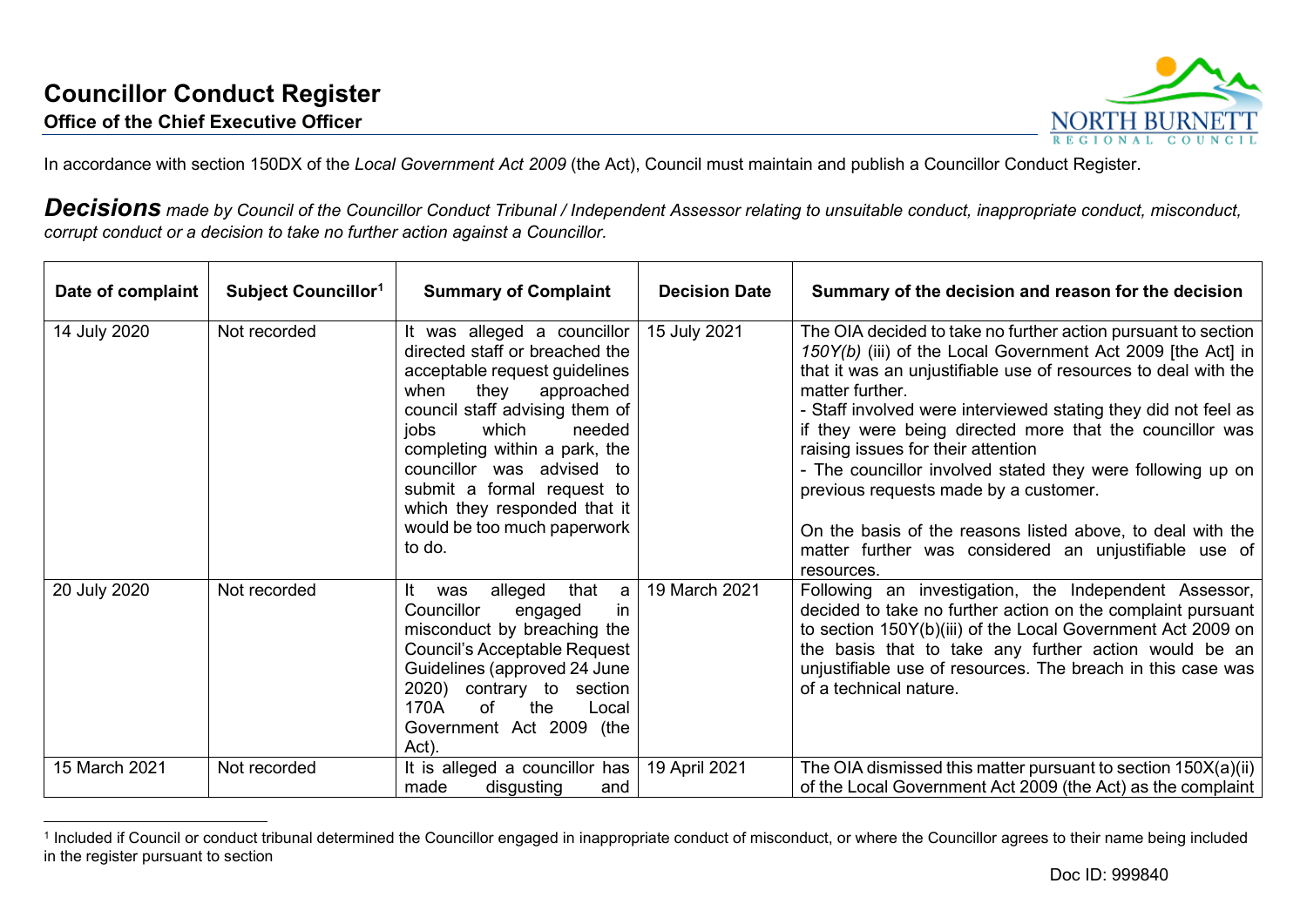# Councillor Conduct Register

**Office of the Chief Executive Officer**

In accordance with section 150DX of the *Local Government Act 2009* (the Act), Council must maintain and publish a Councillor Conduct Register.

***Decisions*** *made by Council of the Councillor Conduct Tribunal / Independent Assessor relating to unsuitable conduct, inappropriate conduct, misconduct, corrupt conduct or a decision to take no further action against a Councillor.*

| Date of complaint | Subject Councillor[1] | Summary of Complaint | Decision Date | Summary of the decision and reason for the decision |
|---|---|---|---|---|
| 14 July 2020 | Not recorded | It was alleged a councillor directed staff or breached the acceptable request guidelines when they approached council staff advising them of jobs which needed completing within a park, the councillor was advised to submit a formal request to which they responded that it would be too much paperwork to do. | 15 July 2021 | The OIA decided to take no further action pursuant to section *150Y(b)* (iii) of the Local Government Act 2009 [the Act] in that it was an unjustifiable use of resources to deal with the matter further.<br>- Staff involved were interviewed stating they did not feel as if they were being directed more that the councillor was raising issues for their attention<br>- The councillor involved stated they were following up on previous requests made by a customer.<br><br>On the basis of the reasons listed above, to deal with the matter further was considered an unjustifiable use of resources. |
| 20 July 2020 | Not recorded | It was alleged that a Councillor engaged in misconduct by breaching the Council's Acceptable Request Guidelines (approved 24 June 2020) contrary to section 170A of the Local Government Act 2009 (the Act). | 19 March 2021 | Following an investigation, the Independent Assessor, decided to take no further action on the complaint pursuant to section 150Y(b)(iii) of the Local Government Act 2009 on the basis that to take any further action would be an unjustifiable use of resources. The breach in this case was of a technical nature. |
| 15 March 2021 | Not recorded | It is alleged a councillor has made disgusting and | 19 April 2021 | The OIA dismissed this matter pursuant to section 150X(a)(ii) of the Local Government Act 2009 (the Act) as the complaint |

[1] Included if Council or conduct tribunal determined the Councillor engaged in inappropriate conduct of misconduct, or where the Councillor agrees to their name being included in the register pursuant to section

Doc ID: 999840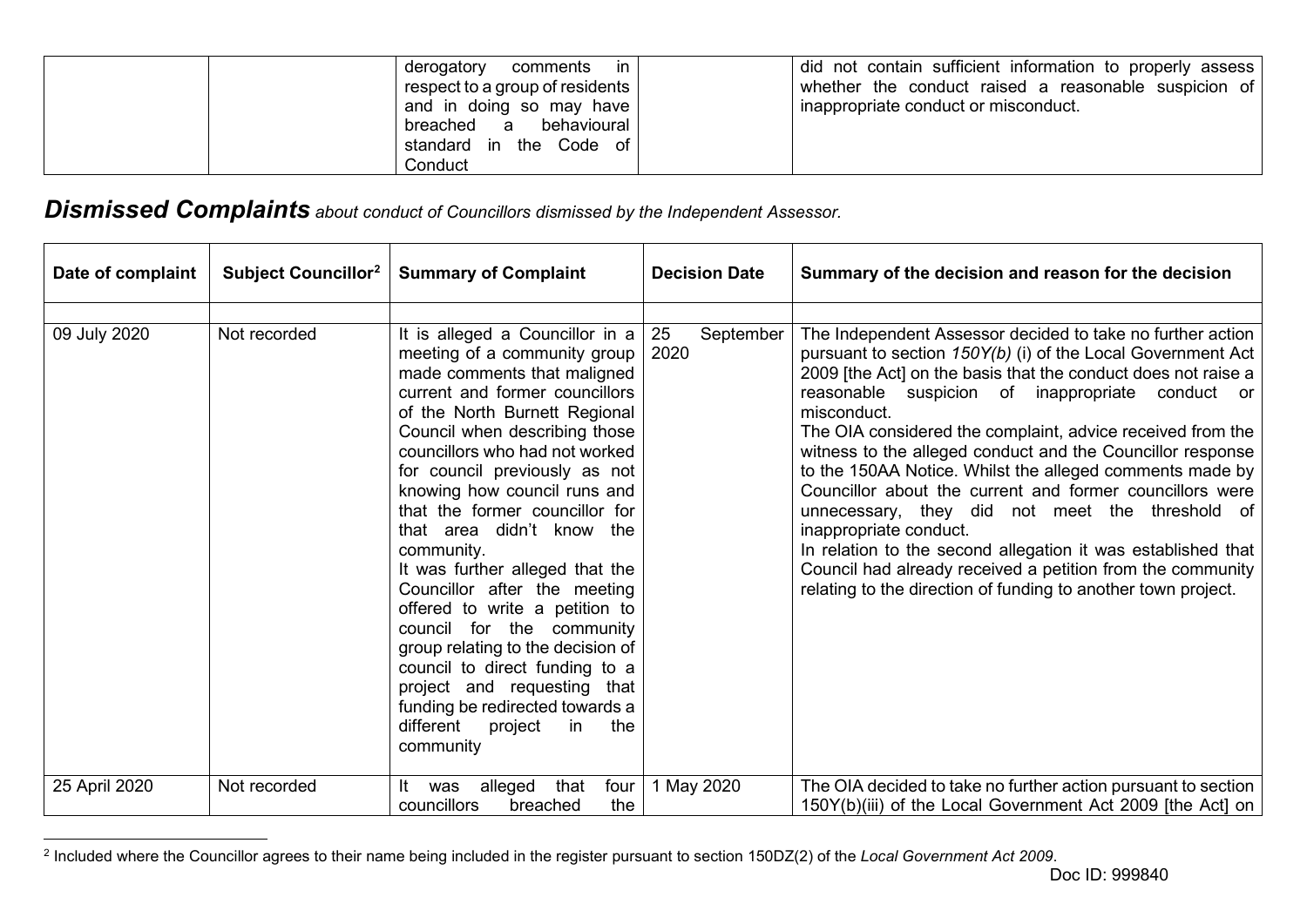| | | derogatory comments in respect to a group of residents and in doing so may have breached a behavioural standard in the Code of Conduct | | did not contain sufficient information to properly assess whether the conduct raised a reasonable suspicion of inappropriate conduct or misconduct. |
|---|---|---|---|---|

## ***Dismissed Complaints*** *about conduct of Councillors dismissed by the Independent Assessor.*

| Date of complaint | Subject Councillor[2] | Summary of Complaint | Decision Date | Summary of the decision and reason for the decision |
|---|---|---|---|---|
| | | | | |
| 09 July 2020 | Not recorded | It is alleged a Councillor in a meeting of a community group made comments that maligned current and former councillors of the North Burnett Regional Council when describing those councillors who had not worked for council previously as not knowing how council runs and that the former councillor for that area didn't know the community.<br>It was further alleged that the Councillor after the meeting offered to write a petition to council for the community group relating to the decision of council to direct funding to a project and requesting that funding be redirected towards a different project in the community | 25 September 2020 | The Independent Assessor decided to take no further action pursuant to section *150Y(b)* (i) of the Local Government Act 2009 [the Act] on the basis that the conduct does not raise a reasonable suspicion of inappropriate conduct or misconduct.<br>The OIA considered the complaint, advice received from the witness to the alleged conduct and the Councillor response to the 150AA Notice. Whilst the alleged comments made by Councillor about the current and former councillors were unnecessary, they did not meet the threshold of inappropriate conduct.<br>In relation to the second allegation it was established that Council had already received a petition from the community relating to the direction of funding to another town project. |
| 25 April 2020 | Not recorded | It was alleged that four councillors breached the | 1 May 2020 | The OIA decided to take no further action pursuant to section 150Y(b)(iii) of the Local Government Act 2009 [the Act] on |

[2] Included where the Councillor agrees to their name being included in the register pursuant to section 150DZ(2) of the *Local Government Act 2009*.

Doc ID: 999840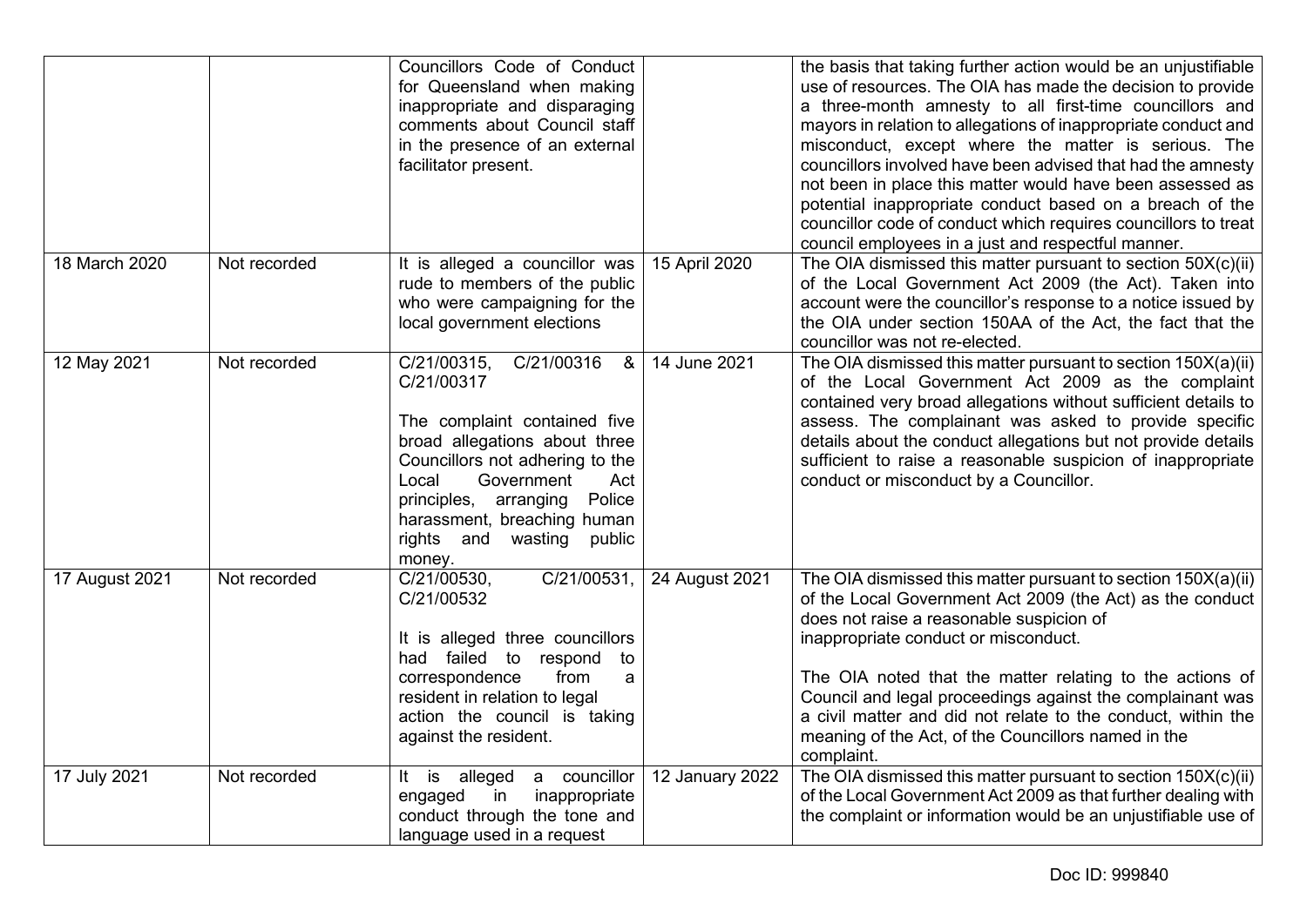| | | | | |
|---|---|---|---|---|
| | | Councillors Code of Conduct for Queensland when making inappropriate and disparaging comments about Council staff in the presence of an external facilitator present. | | the basis that taking further action would be an unjustifiable use of resources. The OIA has made the decision to provide a three-month amnesty to all first-time councillors and mayors in relation to allegations of inappropriate conduct and misconduct, except where the matter is serious. The councillors involved have been advised that had the amnesty not been in place this matter would have been assessed as potential inappropriate conduct based on a breach of the councillor code of conduct which requires councillors to treat council employees in a just and respectful manner. |
| 18 March 2020 | Not recorded | It is alleged a councillor was rude to members of the public who were campaigning for the local government elections | 15 April 2020 | The OIA dismissed this matter pursuant to section 50X(c)(ii) of the Local Government Act 2009 (the Act). Taken into account were the councillor's response to a notice issued by the OIA under section 150AA of the Act, the fact that the councillor was not re-elected. |
| 12 May 2021 | Not recorded | C/21/00315, C/21/00316 & C/21/00317<br><br>The complaint contained five broad allegations about three Councillors not adhering to the Local Government Act principles, arranging Police harassment, breaching human rights and wasting public money. | 14 June 2021 | The OIA dismissed this matter pursuant to section 150X(a)(ii) of the Local Government Act 2009 as the complaint contained very broad allegations without sufficient details to assess. The complainant was asked to provide specific details about the conduct allegations but not provide details sufficient to raise a reasonable suspicion of inappropriate conduct or misconduct by a Councillor. |
| 17 August 2021 | Not recorded | C/21/00530, C/21/00531, C/21/00532<br><br>It is alleged three councillors had failed to respond to correspondence from a resident in relation to legal action the council is taking against the resident. | 24 August 2021 | The OIA dismissed this matter pursuant to section 150X(a)(ii) of the Local Government Act 2009 (the Act) as the conduct does not raise a reasonable suspicion of inappropriate conduct or misconduct.<br><br>The OIA noted that the matter relating to the actions of Council and legal proceedings against the complainant was a civil matter and did not relate to the conduct, within the meaning of the Act, of the Councillors named in the complaint. |
| 17 July 2021 | Not recorded | It is alleged a councillor engaged in inappropriate conduct through the tone and language used in a request | 12 January 2022 | The OIA dismissed this matter pursuant to section 150X(c)(ii) of the Local Government Act 2009 as that further dealing with the complaint or information would be an unjustifiable use of |

Doc ID: 999840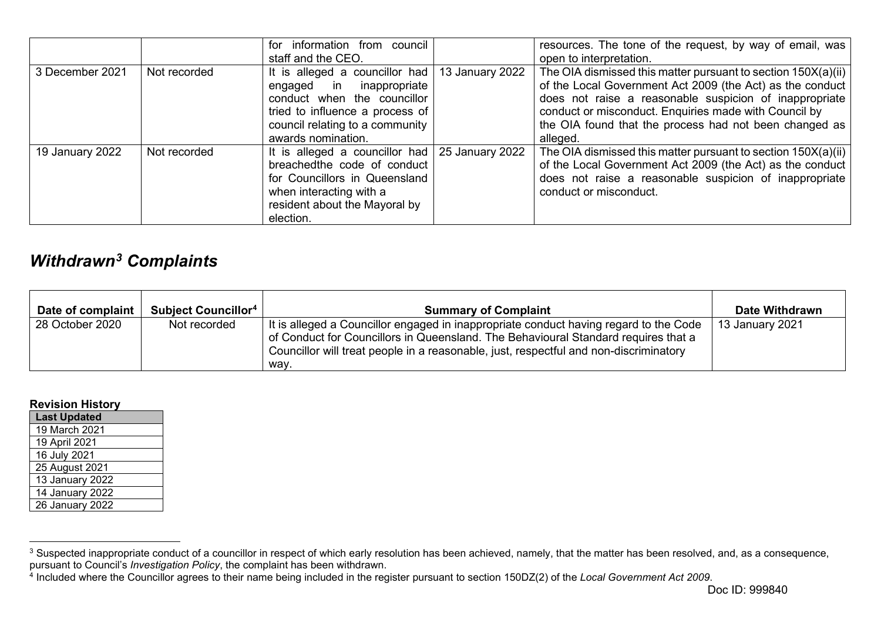| | | | | |
|---|---|---|---|---|
| | | for information from council staff and the CEO. | | resources. The tone of the request, by way of email, was open to interpretation. |
| 3 December 2021 | Not recorded | It is alleged a councillor had engaged in inappropriate conduct when the councillor tried to influence a process of council relating to a community awards nomination. | 13 January 2022 | The OIA dismissed this matter pursuant to section 150X(a)(ii) of the Local Government Act 2009 (the Act) as the conduct does not raise a reasonable suspicion of inappropriate conduct or misconduct. Enquiries made with Council by the OIA found that the process had not been changed as alleged. |
| 19 January 2022 | Not recorded | It is alleged a councillor had breachedthe code of conduct for Councillors in Queensland when interacting with a resident about the Mayoral by election. | 25 January 2022 | The OIA dismissed this matter pursuant to section 150X(a)(ii) of the Local Government Act 2009 (the Act) as the conduct does not raise a reasonable suspicion of inappropriate conduct or misconduct. |

## *Withdrawn[3] Complaints*

| Date of complaint | Subject Councillor[4] | Summary of Complaint | Date Withdrawn |
|---|---|---|---|
| 28 October 2020 | Not recorded | It is alleged a Councillor engaged in inappropriate conduct having regard to the Code of Conduct for Councillors in Queensland. The Behavioural Standard requires that a Councillor will treat people in a reasonable, just, respectful and non-discriminatory way. | 13 January 2021 |

**Revision History**

| Last Updated |
|---|
| 19 March 2021 |
| 19 April 2021 |
| 16 July 2021 |
| 25 August 2021 |
| 13 January 2022 |
| 14 January 2022 |
| 26 January 2022 |

[3] Suspected inappropriate conduct of a councillor in respect of which early resolution has been achieved, namely, that the matter has been resolved, and, as a consequence, pursuant to Council's *Investigation Policy*, the complaint has been withdrawn.

[4] Included where the Councillor agrees to their name being included in the register pursuant to section 150DZ(2) of the *Local Government Act 2009*.

Doc ID: 999840